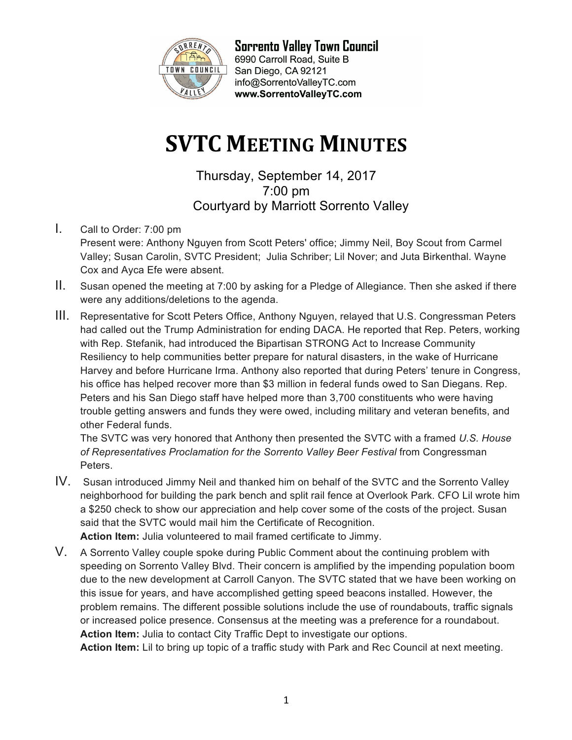**Sorrento Valley Town Council**
6990 Carroll Road, Suite B
San Diego, CA 92121
info@SorrentoValleyTC.com
**www.SorrentoValleyTC.com**

# SVTC MEETING MINUTES

Thursday, September 14, 2017
7:00 pm
Courtyard by Marriott Sorrento Valley

I. Call to Order: 7:00 pm
Present were: Anthony Nguyen from Scott Peters' office; Jimmy Neil, Boy Scout from Carmel Valley; Susan Carolin, SVTC President; Julia Schriber; Lil Nover; and Juta Birkenthal. Wayne Cox and Ayca Efe were absent.

II. Susan opened the meeting at 7:00 by asking for a Pledge of Allegiance. Then she asked if there were any additions/deletions to the agenda.

III. Representative for Scott Peters Office, Anthony Nguyen, relayed that U.S. Congressman Peters had called out the Trump Administration for ending DACA. He reported that Rep. Peters, working with Rep. Stefanik, had introduced the Bipartisan STRONG Act to Increase Community Resiliency to help communities better prepare for natural disasters, in the wake of Hurricane Harvey and before Hurricane Irma. Anthony also reported that during Peters' tenure in Congress, his office has helped recover more than $3 million in federal funds owed to San Diegans. Rep. Peters and his San Diego staff have helped more than 3,700 constituents who were having trouble getting answers and funds they were owed, including military and veteran benefits, and other Federal funds.
The SVTC was very honored that Anthony then presented the SVTC with a framed *U.S. House of Representatives Proclamation for the Sorrento Valley Beer Festival* from Congressman Peters.

IV. Susan introduced Jimmy Neil and thanked him on behalf of the SVTC and the Sorrento Valley neighborhood for building the park bench and split rail fence at Overlook Park. CFO Lil wrote him a $250 check to show our appreciation and help cover some of the costs of the project. Susan said that the SVTC would mail him the Certificate of Recognition.
**Action Item:** Julia volunteered to mail framed certificate to Jimmy.

V. A Sorrento Valley couple spoke during Public Comment about the continuing problem with speeding on Sorrento Valley Blvd. Their concern is amplified by the impending population boom due to the new development at Carroll Canyon. The SVTC stated that we have been working on this issue for years, and have accomplished getting speed beacons installed. However, the problem remains. The different possible solutions include the use of roundabouts, traffic signals or increased police presence. Consensus at the meeting was a preference for a roundabout.
**Action Item:** Julia to contact City Traffic Dept to investigate our options.
**Action Item:** Lil to bring up topic of a traffic study with Park and Rec Council at next meeting.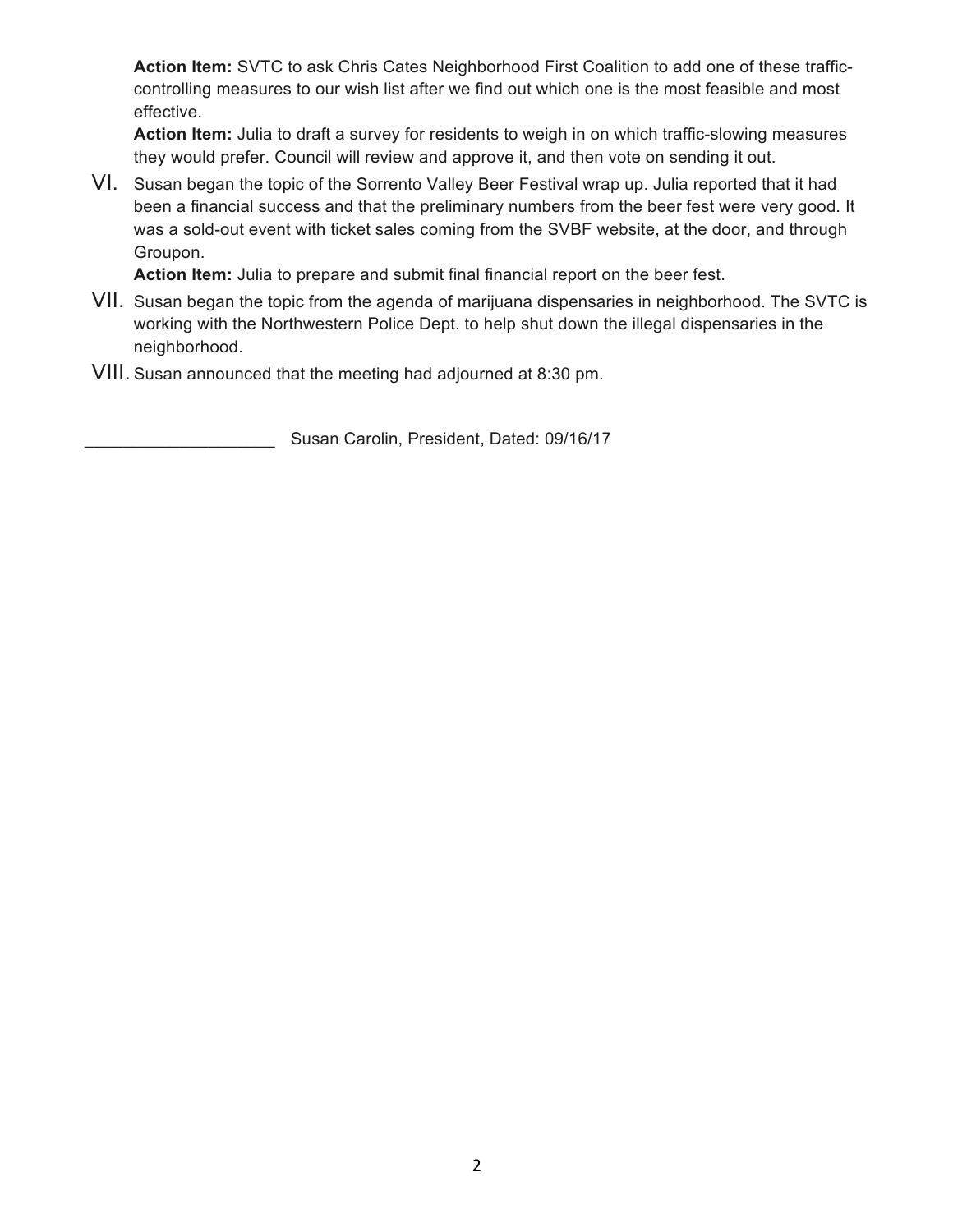**Action Item:** SVTC to ask Chris Cates Neighborhood First Coalition to add one of these traffic-controlling measures to our wish list after we find out which one is the most feasible and most effective.

**Action Item:** Julia to draft a survey for residents to weigh in on which traffic-slowing measures they would prefer. Council will review and approve it, and then vote on sending it out.

VI. Susan began the topic of the Sorrento Valley Beer Festival wrap up. Julia reported that it had been a financial success and that the preliminary numbers from the beer fest were very good. It was a sold-out event with ticket sales coming from the SVBF website, at the door, and through Groupon.

**Action Item:** Julia to prepare and submit final financial report on the beer fest.

VII. Susan began the topic from the agenda of marijuana dispensaries in neighborhood. The SVTC is working with the Northwestern Police Dept. to help shut down the illegal dispensaries in the neighborhood.

VIII. Susan announced that the meeting had adjourned at 8:30 pm.

____________________ Susan Carolin, President, Dated: 09/16/17